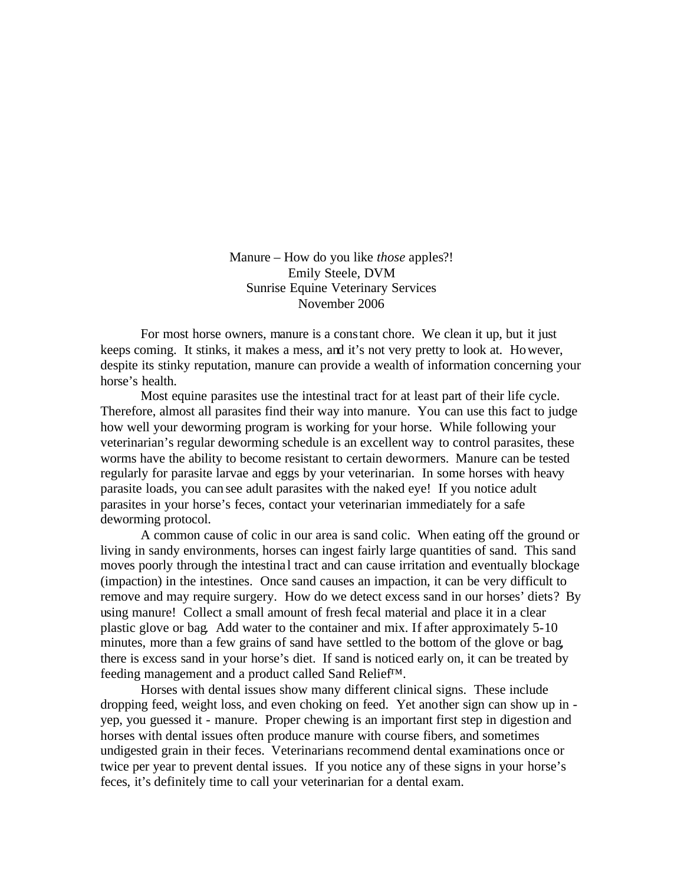# Manure – How do you like *those* apples?!

Emily Steele, DVM
Sunrise Equine Veterinary Services
November 2006

For most horse owners, manure is a constant chore. We clean it up, but it just keeps coming. It stinks, it makes a mess, and it's not very pretty to look at. However, despite its stinky reputation, manure can provide a wealth of information concerning your horse's health.

Most equine parasites use the intestinal tract for at least part of their life cycle. Therefore, almost all parasites find their way into manure. You can use this fact to judge how well your deworming program is working for your horse. While following your veterinarian's regular deworming schedule is an excellent way to control parasites, these worms have the ability to become resistant to certain dewormers. Manure can be tested regularly for parasite larvae and eggs by your veterinarian. In some horses with heavy parasite loads, you can see adult parasites with the naked eye! If you notice adult parasites in your horse's feces, contact your veterinarian immediately for a safe deworming protocol.

A common cause of colic in our area is sand colic. When eating off the ground or living in sandy environments, horses can ingest fairly large quantities of sand. This sand moves poorly through the intestinal tract and can cause irritation and eventually blockage (impaction) in the intestines. Once sand causes an impaction, it can be very difficult to remove and may require surgery. How do we detect excess sand in our horses' diets? By using manure! Collect a small amount of fresh fecal material and place it in a clear plastic glove or bag. Add water to the container and mix. If after approximately 5-10 minutes, more than a few grains of sand have settled to the bottom of the glove or bag, there is excess sand in your horse's diet. If sand is noticed early on, it can be treated by feeding management and a product called Sand Relief™.

Horses with dental issues show many different clinical signs. These include dropping feed, weight loss, and even choking on feed. Yet another sign can show up in - yep, you guessed it - manure. Proper chewing is an important first step in digestion and horses with dental issues often produce manure with course fibers, and sometimes undigested grain in their feces. Veterinarians recommend dental examinations once or twice per year to prevent dental issues. If you notice any of these signs in your horse's feces, it's definitely time to call your veterinarian for a dental exam.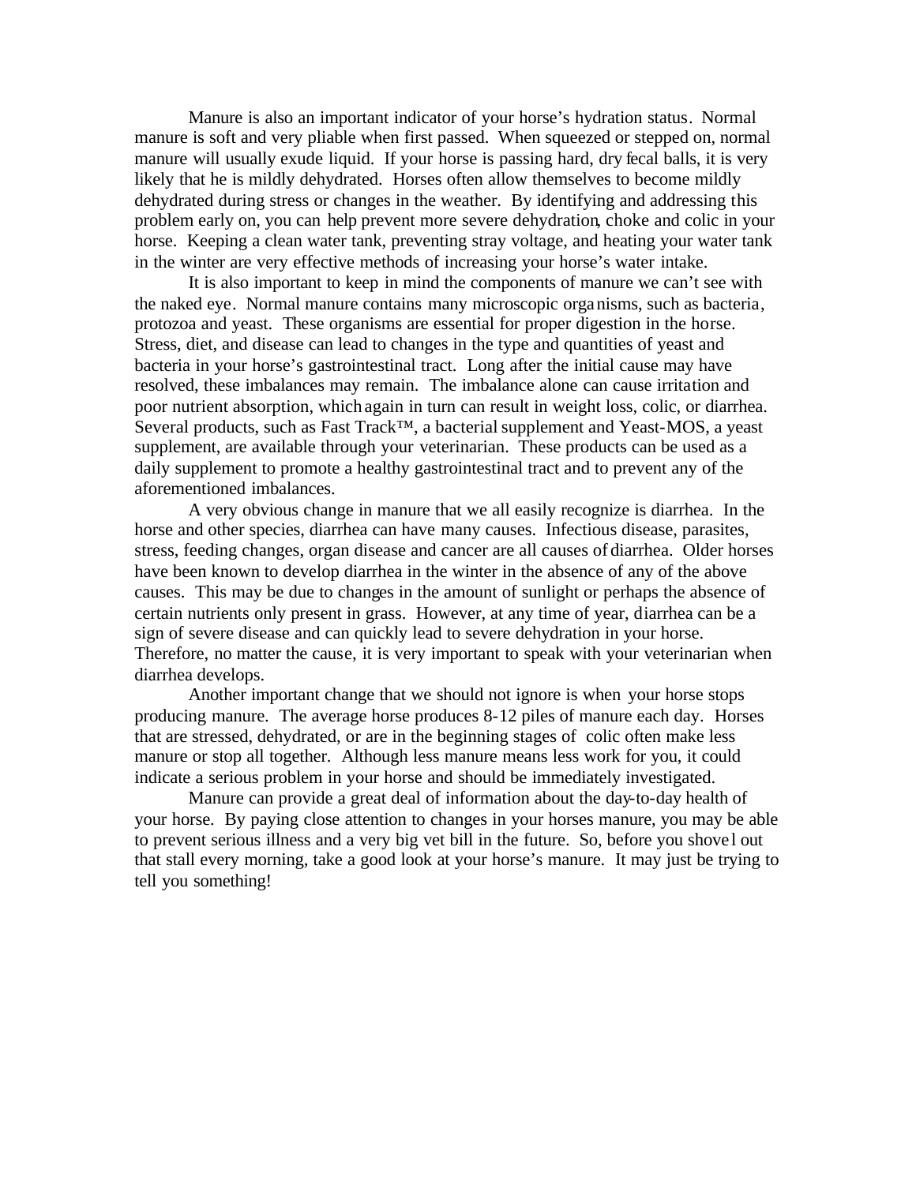Manure is also an important indicator of your horse's hydration status. Normal manure is soft and very pliable when first passed. When squeezed or stepped on, normal manure will usually exude liquid. If your horse is passing hard, dry fecal balls, it is very likely that he is mildly dehydrated. Horses often allow themselves to become mildly dehydrated during stress or changes in the weather. By identifying and addressing this problem early on, you can help prevent more severe dehydration, choke and colic in your horse. Keeping a clean water tank, preventing stray voltage, and heating your water tank in the winter are very effective methods of increasing your horse's water intake.

It is also important to keep in mind the components of manure we can't see with the naked eye. Normal manure contains many microscopic organisms, such as bacteria, protozoa and yeast. These organisms are essential for proper digestion in the horse. Stress, diet, and disease can lead to changes in the type and quantities of yeast and bacteria in your horse's gastrointestinal tract. Long after the initial cause may have resolved, these imbalances may remain. The imbalance alone can cause irritation and poor nutrient absorption, which again in turn can result in weight loss, colic, or diarrhea. Several products, such as Fast Track™, a bacterial supplement and Yeast-MOS, a yeast supplement, are available through your veterinarian. These products can be used as a daily supplement to promote a healthy gastrointestinal tract and to prevent any of the aforementioned imbalances.

A very obvious change in manure that we all easily recognize is diarrhea. In the horse and other species, diarrhea can have many causes. Infectious disease, parasites, stress, feeding changes, organ disease and cancer are all causes of diarrhea. Older horses have been known to develop diarrhea in the winter in the absence of any of the above causes. This may be due to changes in the amount of sunlight or perhaps the absence of certain nutrients only present in grass. However, at any time of year, diarrhea can be a sign of severe disease and can quickly lead to severe dehydration in your horse. Therefore, no matter the cause, it is very important to speak with your veterinarian when diarrhea develops.

Another important change that we should not ignore is when your horse stops producing manure. The average horse produces 8-12 piles of manure each day. Horses that are stressed, dehydrated, or are in the beginning stages of colic often make less manure or stop all together. Although less manure means less work for you, it could indicate a serious problem in your horse and should be immediately investigated.

Manure can provide a great deal of information about the day-to-day health of your horse. By paying close attention to changes in your horses manure, you may be able to prevent serious illness and a very big vet bill in the future. So, before you shovel out that stall every morning, take a good look at your horse's manure. It may just be trying to tell you something!